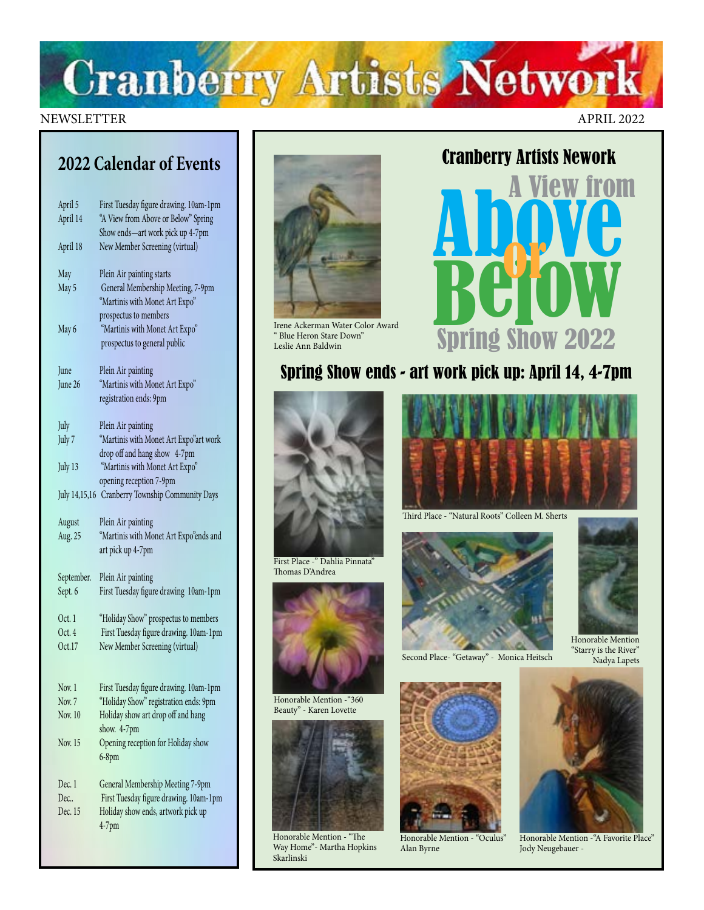# Cranberry Artists Network

NEWSLETTER

APRIL 2022

## 2022 Calendar of Events

| | |
|---|---|
| April 5 | First Tuesday figure drawing. 10am-1pm |
| April 14 | "A View from Above or Below" Spring Show ends—art work pick up 4-7pm |
| April 18 | New Member Screening (virtual) |
| May | Plein Air painting starts |
| May 5 | General Membership Meeting, 7-9pm "Martinis with Monet Art Expo" prospectus to members |
| May 6 | "Martinis with Monet Art Expo" prospectus to general public |
| June | Plein Air painting |
| June 26 | "Martinis with Monet Art Expo" registration ends: 9pm |
| July | Plein Air painting |
| July 7 | "Martinis with Monet Art Expo"art work drop off and hang show 4-7pm |
| July 13 | "Martinis with Monet Art Expo" opening reception 7-9pm |
| July 14,15,16 | Cranberry Township Community Days |
| August | Plein Air painting |
| Aug. 25 | "Martinis with Monet Art Expo"ends and art pick up 4-7pm |
| September. | Plein Air painting |
| Sept. 6 | First Tuesday figure drawing 10am-1pm |
| Oct. 1 | "Holiday Show" prospectus to members |
| Oct. 4 | First Tuesday figure drawing. 10am-1pm |
| Oct.17 | New Member Screening (virtual) |
| Nov. 1 | First Tuesday figure drawing. 10am-1pm |
| Nov. 7 | "Holiday Show" registration ends: 9pm |
| Nov. 10 | Holiday show art drop off and hang show. 4-7pm |
| Nov. 15 | Opening reception for Holiday show 6-8pm |
| Dec. 1 | General Membership Meeting 7-9pm |
| Dec.. | First Tuesday figure drawing. 10am-1pm |
| Dec. 15 | Holiday show ends, artwork pick up 4-7pm |

## Cranberry Artists Nework

# A View from Above or Below

## Spring Show 2022

Irene Ackerman Water Color Award
" Blue Heron Stare Down"
Leslie Ann Baldwin

## Spring Show ends - art work pick up: April 14, 4-7pm

First Place -" Dahlia Pinnata"
Thomas D'Andrea

Third Place - "Natural Roots" Colleen M. Sherts

Second Place- "Getaway" - Monica Heitsch

Honorable Mention
"Starry is the River"
Nadya Lapets

Honorable Mention -"360 Beauty" - Karen Lovette

Honorable Mention - "The Way Home"- Martha Hopkins Skarlinski

Honorable Mention - "Oculus"
Alan Byrne

Honorable Mention -"A Favorite Place"
Jody Neugebauer -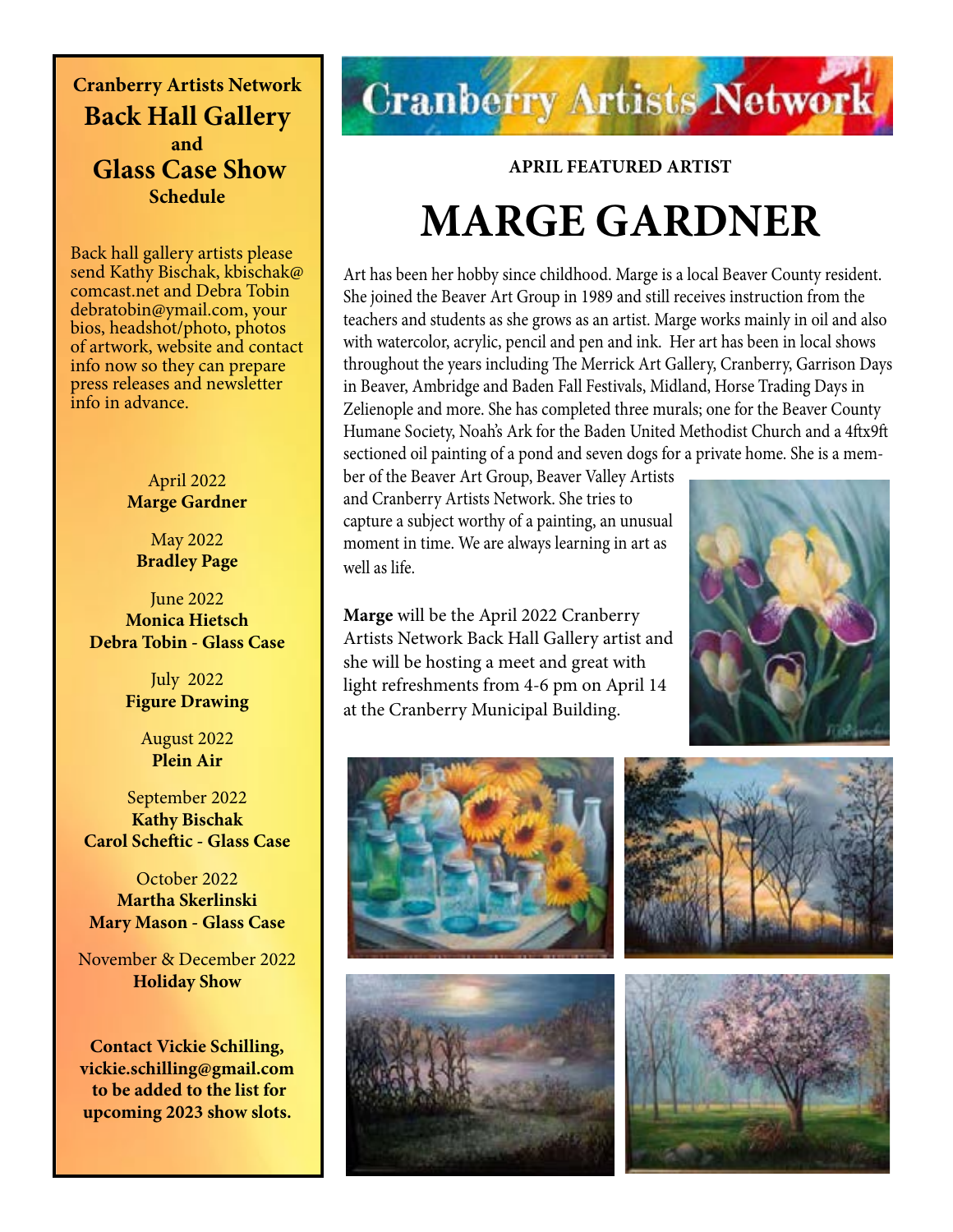**Cranberry Artists Network**

## Back Hall Gallery and Glass Case Show Schedule

Back hall gallery artists please send Kathy Bischak, kbischak@comcast.net and Debra Tobin debratobin@ymail.com, your bios, headshot/photo, photos of artwork, website and contact info now so they can prepare press releases and newsletter info in advance.

April 2022
**Marge Gardner**

May 2022
**Bradley Page**

June 2022
**Monica Hietsch**
**Debra Tobin - Glass Case**

July 2022
**Figure Drawing**

August 2022
**Plein Air**

September 2022
**Kathy Bischak**
**Carol Scheftic - Glass Case**

October 2022
**Martha Skerlinski**
**Mary Mason - Glass Case**

November & December 2022
**Holiday Show**

**Contact Vickie Schilling, vickie.schilling@gmail.com to be added to the list for upcoming 2023 show slots.**

# Cranberry Artists Network

**APRIL FEATURED ARTIST**

# MARGE GARDNER

Art has been her hobby since childhood. Marge is a local Beaver County resident. She joined the Beaver Art Group in 1989 and still receives instruction from the teachers and students as she grows as an artist. Marge works mainly in oil and also with watercolor, acrylic, pencil and pen and ink. Her art has been in local shows throughout the years including The Merrick Art Gallery, Cranberry, Garrison Days in Beaver, Ambridge and Baden Fall Festivals, Midland, Horse Trading Days in Zelienople and more. She has completed three murals; one for the Beaver County Humane Society, Noah's Ark for the Baden United Methodist Church and a 4ftx9ft sectioned oil painting of a pond and seven dogs for a private home. She is a member of the Beaver Art Group, Beaver Valley Artists and Cranberry Artists Network. She tries to capture a subject worthy of a painting, an unusual moment in time. We are always learning in art as well as life.

**Marge** will be the April 2022 Cranberry Artists Network Back Hall Gallery artist and she will be hosting a meet and great with light refreshments from 4-6 pm on April 14 at the Cranberry Municipal Building.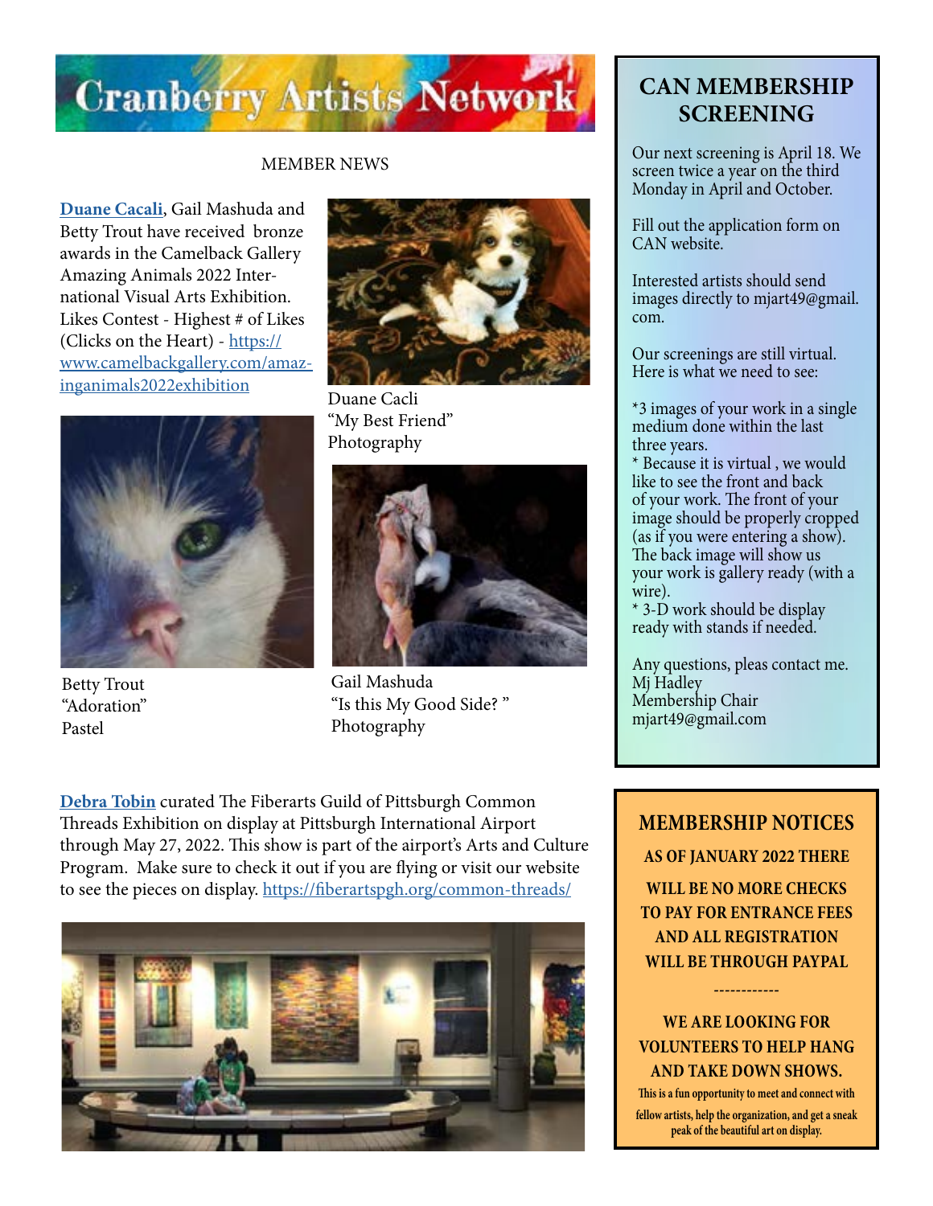# Cranberry Artists Network

## MEMBER NEWS

**Duane Cacali**, Gail Mashuda and Betty Trout have received bronze awards in the Camelback Gallery Amazing Animals 2022 International Visual Arts Exhibition. Likes Contest - Highest # of Likes (Clicks on the Heart) - https://www.camelbackgallery.com/amazinganimals2022exhibition

Duane Cacli
"My Best Friend"
Photography

Betty Trout
"Adoration"
Pastel

Gail Mashuda
"Is this My Good Side? "
Photography

**Debra Tobin** curated The Fiberarts Guild of Pittsburgh Common Threads Exhibition on display at Pittsburgh International Airport through May 27, 2022. This show is part of the airport's Arts and Culture Program. Make sure to check it out if you are flying or visit our website to see the pieces on display. https://fiberartspgh.org/common-threads/

## CAN MEMBERSHIP SCREENING

Our next screening is April 18. We screen twice a year on the third Monday in April and October.

Fill out the application form on CAN website.

Interested artists should send images directly to mjart49@gmail.com.

Our screenings are still virtual. Here is what we need to see:

*3 images of your work in a single medium done within the last three years.
* Because it is virtual , we would like to see the front and back of your work. The front of your image should be properly cropped (as if you were entering a show). The back image will show us your work is gallery ready (with a wire).
* 3-D work should be display ready with stands if needed.

Any questions, pleas contact me.
Mj Hadley
Membership Chair
mjart49@gmail.com

## MEMBERSHIP NOTICES

**AS OF JANUARY 2022 THERE WILL BE NO MORE CHECKS TO PAY FOR ENTRANCE FEES AND ALL REGISTRATION WILL BE THROUGH PAYPAL**

------------

**WE ARE LOOKING FOR VOLUNTEERS TO HELP HANG AND TAKE DOWN SHOWS.**

**This is a fun opportunity to meet and connect with fellow artists, help the organization, and get a sneak peak of the beautiful art on display.**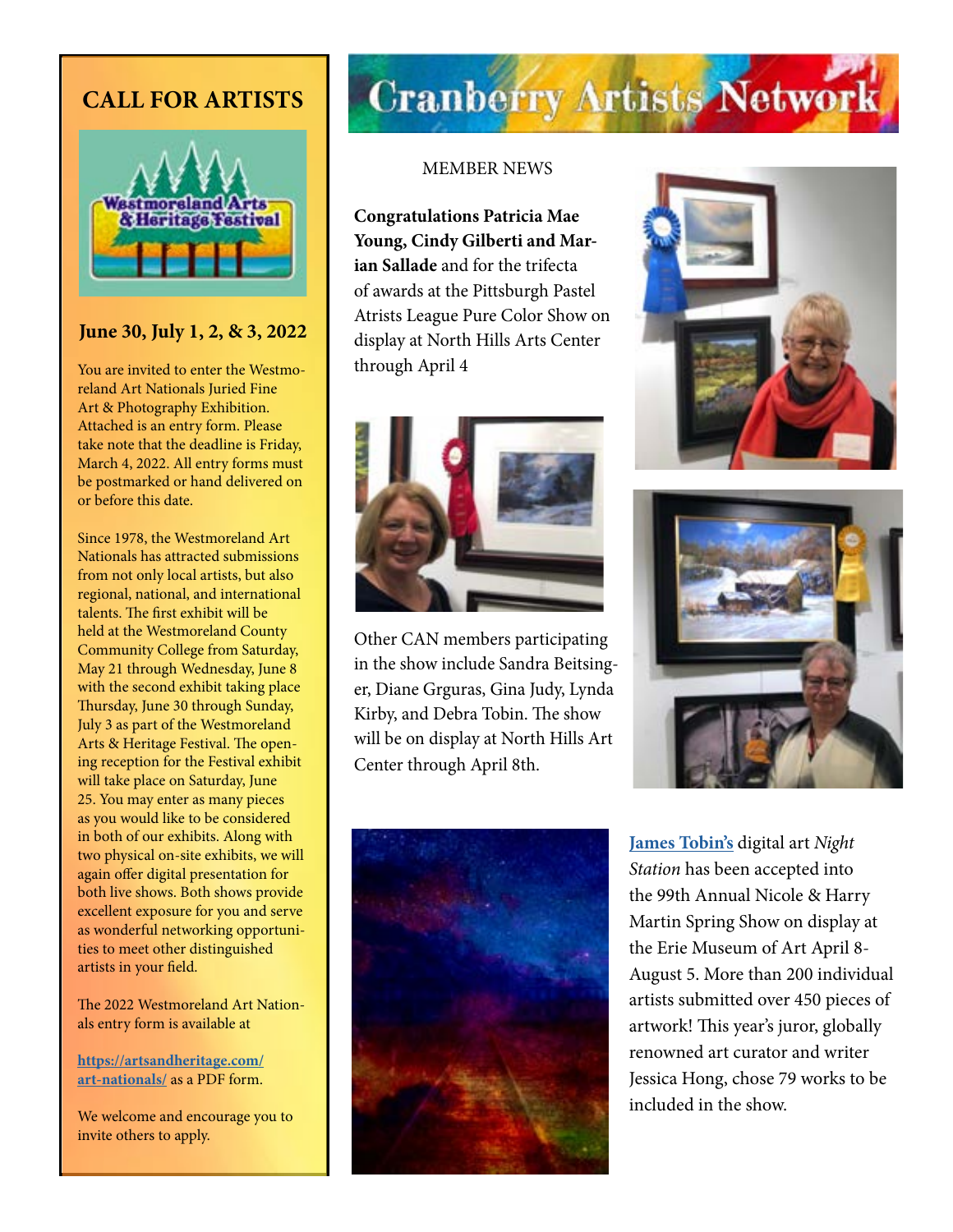# Cranberry Artists Network

## CALL FOR ARTISTS

### June 30, July 1, 2, & 3, 2022

You are invited to enter the Westmoreland Art Nationals Juried Fine Art & Photography Exhibition. Attached is an entry form. Please take note that the deadline is Friday, March 4, 2022. All entry forms must be postmarked or hand delivered on or before this date.

Since 1978, the Westmoreland Art Nationals has attracted submissions from not only local artists, but also regional, national, and international talents. The first exhibit will be held at the Westmoreland County Community College from Saturday, May 21 through Wednesday, June 8 with the second exhibit taking place Thursday, June 30 through Sunday, July 3 as part of the Westmoreland Arts & Heritage Festival. The opening reception for the Festival exhibit will take place on Saturday, June 25. You may enter as many pieces as you would like to be considered in both of our exhibits. Along with two physical on-site exhibits, we will again offer digital presentation for both live shows. Both shows provide excellent exposure for you and serve as wonderful networking opportunities to meet other distinguished artists in your field.

The 2022 Westmoreland Art Nationals entry form is available at

[https://artsandheritage.com/art-nationals/](https://artsandheritage.com/art-nationals/) as a PDF form.

We welcome and encourage you to invite others to apply.

## MEMBER NEWS

**Congratulations Patricia Mae Young, Cindy Gilberti and Marian Sallade** and for the trifecta of awards at the Pittsburgh Pastel Atrists League Pure Color Show on display at North Hills Arts Center through April 4

Other CAN members participating in the show include Sandra Beitsinger, Diane Grguras, Gina Judy, Lynda Kirby, and Debra Tobin. The show will be on display at North Hills Art Center through April 8th.

[**James Tobin's**]() digital art *Night Station* has been accepted into the 99th Annual Nicole & Harry Martin Spring Show on display at the Erie Museum of Art April 8-August 5. More than 200 individual artists submitted over 450 pieces of artwork! This year's juror, globally renowned art curator and writer Jessica Hong, chose 79 works to be included in the show.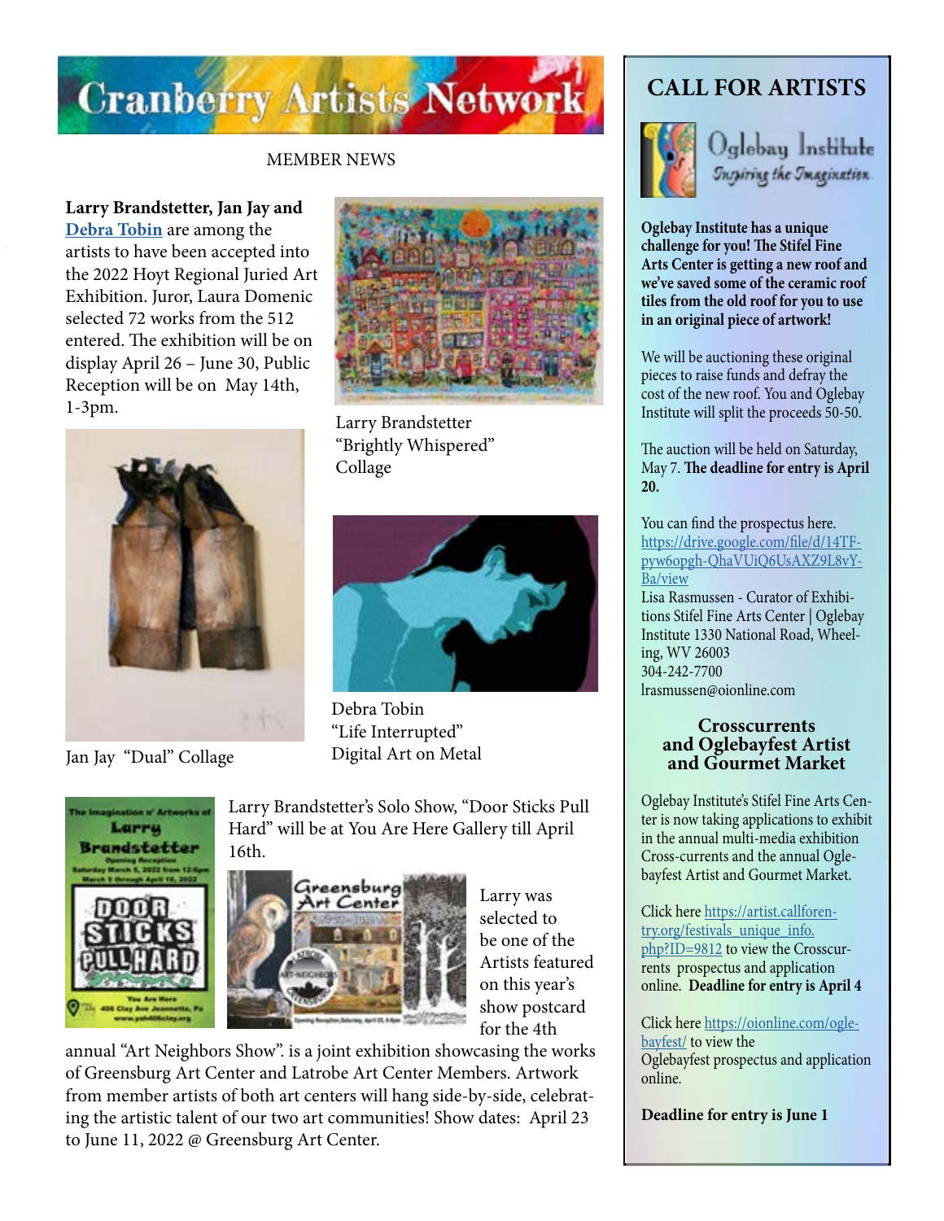# Cranberry Artists Network

MEMBER NEWS

**Larry Brandstetter, Jan Jay and** **Debra Tobin** are among the artists to have been accepted into the 2022 Hoyt Regional Juried Art Exhibition. Juror, Laura Domenic selected 72 works from the 512 entered. The exhibition will be on display April 26 – June 30, Public Reception will be on May 14th, 1-3pm.

Larry Brandstetter "Brightly Whispered" Collage

Jan Jay "Dual" Collage

Debra Tobin "Life Interrupted" Digital Art on Metal

Larry Brandstetter's Solo Show, "Door Sticks Pull Hard" will be at You Are Here Gallery till April 16th.

Larry was selected to be one of the Artists featured on this year's show postcard for the 4th annual "Art Neighbors Show". is a joint exhibition showcasing the works of Greensburg Art Center and Latrobe Art Center Members. Artwork from member artists of both art centers will hang side-by-side, celebrating the artistic talent of our two art communities! Show dates: April 23 to June 11, 2022 @ Greensburg Art Center.

## CALL FOR ARTISTS

Oglebay Institute
Inspiring the Imagination

**Oglebay Institute has a unique challenge for you! The Stifel Fine Arts Center is getting a new roof and we've saved some of the ceramic roof tiles from the old roof for you to use in an original piece of artwork!**

We will be auctioning these original pieces to raise funds and defray the cost of the new roof. You and Oglebay Institute will split the proceeds 50-50.

The auction will be held on Saturday, May 7. **The deadline for entry is April 20.**

You can find the prospectus here. https://drive.google.com/file/d/14TF-pyw6opgh-QhaVUiQ6UsAXZ9L8vY-Ba/view
Lisa Rasmussen - Curator of Exhibitions Stifel Fine Arts Center | Oglebay Institute 1330 National Road, Wheeling, WV 26003
304-242-7700
lrasmussen@oionline.com

### Crosscurrents and Oglebayfest Artist and Gourmet Market

Oglebay Institute's Stifel Fine Arts Center is now taking applications to exhibit in the annual multi-media exhibition Cross-currents and the annual Oglebayfest Artist and Gourmet Market.

Click here https://artist.callforentry.org/festivals_unique_info.php?ID=9812 to view the Crosscurrents prospectus and application online. **Deadline for entry is April 4**

Click here https://oionline.com/oglebayfest/ to view the Oglebayfest prospectus and application online.

**Deadline for entry is June 1**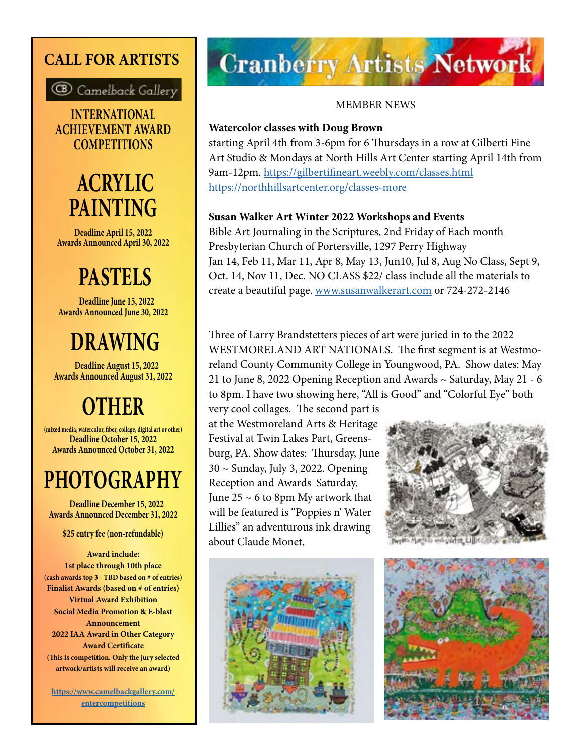# CALL FOR ARTISTS

Camelback Gallery

## INTERNATIONAL ACHIEVEMENT AWARD COMPETITIONS

### ACRYLIC PAINTING

**Deadline April 15, 2022**
**Awards Announced April 30, 2022**

### PASTELS

**Deadline June 15, 2022**
**Awards Announced June 30, 2022**

### DRAWING

**Deadline August 15, 2022**
**Awards Announced August 31, 2022**

### OTHER

**(mixed media, watercolor, fiber, collage, digital art or other)**
**Deadline October 15, 2022**
**Awards Announced October 31, 2022**

### PHOTOGRAPHY

**Deadline December 15, 2022**
**Awards Announced December 31, 2022**

**$25 entry fee (non-refundable)**

**Award include:**
**1st place through 10th place**
**(cash awards top 3 - TBD based on # of entries)**
**Finalist Awards (based on # of entries)**
**Virtual Award Exhibition**
**Social Media Promotion & E-blast Announcement**
**2022 IAA Award in Other Category**
**Award Certificate**
**(This is competition. Only the jury selected artwork/artists will receive an award)**

**https://www.camelbackgallery.com/entercompetitions**

# Cranberry Artists Network

MEMBER NEWS

**Watercolor classes with Doug Brown**
starting April 4th from 3-6pm for 6 Thursdays in a row at Gilberti Fine Art Studio & Mondays at North Hills Art Center starting April 14th from 9am-12pm. https://gilbertifineart.weebly.com/classes.html
https://northhillsartcenter.org/classes-more

**Susan Walker Art Winter 2022 Workshops and Events**
Bible Art Journaling in the Scriptures, 2nd Friday of Each month
Presbyterian Church of Portersville, 1297 Perry Highway
Jan 14, Feb 11, Mar 11, Apr 8, May 13, Jun10, Jul 8, Aug No Class, Sept 9, Oct. 14, Nov 11, Dec. NO CLASS $22/ class include all the materials to create a beautiful page. www.susanwalkerart.com or 724-272-2146

Three of Larry Brandstetters pieces of art were juried in to the 2022 WESTMORELAND ART NATIONALS. The first segment is at Westmoreland County Community College in Youngwood, PA. Show dates: May 21 to June 8, 2022 Opening Reception and Awards ~ Saturday, May 21 - 6 to 8pm. I have two showing here, "All is Good" and "Colorful Eye" both very cool collages. The second part is at the Westmoreland Arts & Heritage Festival at Twin Lakes Part, Greensburg, PA. Show dates: Thursday, June 30 ~ Sunday, July 3, 2022. Opening Reception and Awards Saturday, June 25 ~ 6 to 8pm My artwork that will be featured is "Poppies n' Water Lillies" an adventurous ink drawing about Claude Monet,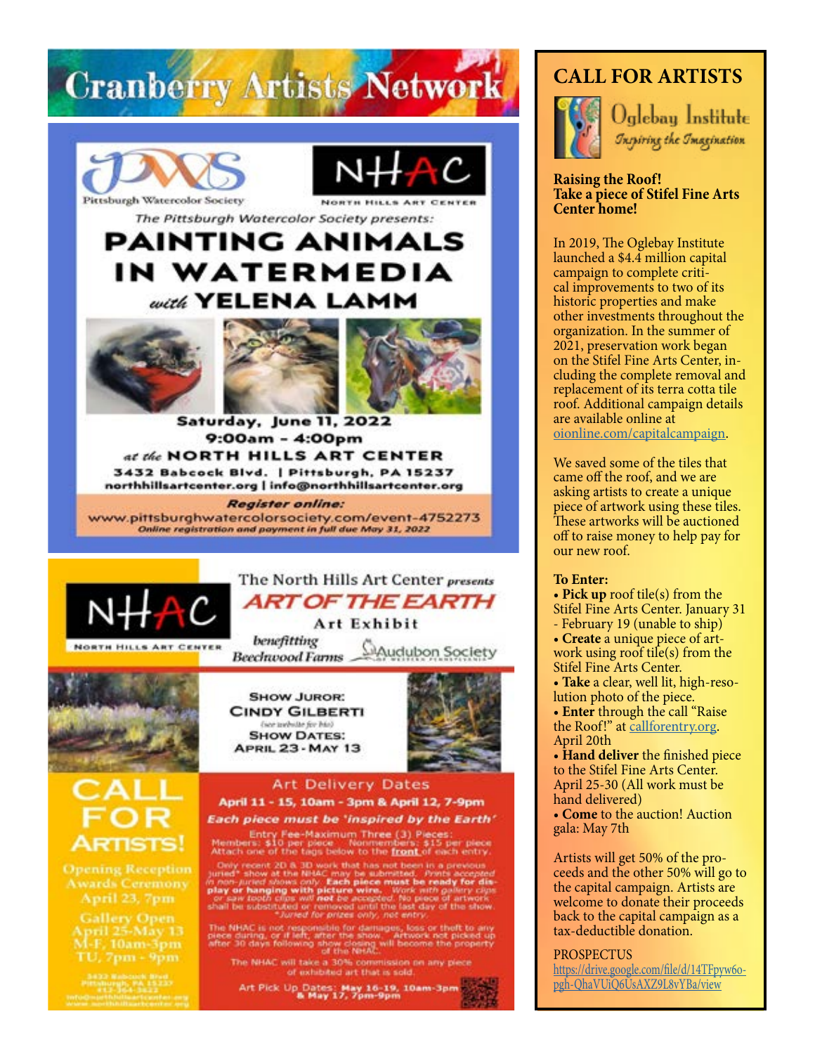# Cranberry Artists Network

Pittsburgh Watercolor Society

NHAC
NORTH HILLS ART CENTER

*The Pittsburgh Watercolor Society presents:*

## PAINTING ANIMALS IN WATERMEDIA
*with* **YELENA LAMM**

**Saturday, June 11, 2022**
**9:00am - 4:00pm**
*at the* **NORTH HILLS ART CENTER**
**3432 Babcock Blvd. | Pittsburgh, PA 15237**
**northhillsartcenter.org | info@northhillsartcenter.org**

***Register online:***
www.pittsburghwatercolorsociety.com/event-4752273
*Online registration and payment in full due May 31, 2022*

---

NHAC
NORTH HILLS ART CENTER

The North Hills Art Center *presents*

## ART OF THE EARTH
**Art Exhibit**

*benefitting* Beechwood Farms Audubon Society of Western Pennsylvania

SHOW JUROR:
CINDY GILBERTI
(see website for bio)
SHOW DATES:
APRIL 23 - MAY 13

## CALL FOR ARTISTS!

Opening Reception
Awards Ceremony
April 23, 7pm

Gallery Open
April 25-May 13
M-F, 10am-3pm
TU, 7pm - 9pm

3432 Babcock Blvd
Pittsburgh, PA 15237
412-364-3622
info@northhillsartcenter.org
www.northhillsartcenter.org

### Art Delivery Dates
**April 11 - 15, 10am - 3pm & April 12, 7-9pm**

***Each piece must be 'inspired by the Earth'***

Entry Fee-Maximum Three (3) Pieces:
Members: $10 per piece Nonmembers: $15 per piece
Attach one of the tags below to the **front** of each entry.

Only recent 2D & 3D work that has not been in a previous juried* show at the NHAC may be submitted. *Prints accepted in non-juried shows only.* **Each piece must be ready for display or hanging with picture wire.** *Work with gallery clips or saw tooth clips will **not** be accepted.* No piece of artwork shall be substituted or removed until the last day of the show.
*Juried for prizes only, not entry.

The NHAC is not responsible for damages, loss or theft to any piece during, or if left, after the show. Artwork not picked up after 30 days following show closing will become the property of the NHAC.

The NHAC will take a 30% commission on any piece of exhibited art that is sold.

Art Pick Up Dates: **May 16-19, 10am-3pm & May 17, 7pm-9pm**

---

# CALL FOR ARTISTS

Oglebay Institute
*Inspiring the Imagination*

**Raising the Roof!**
**Take a piece of Stifel Fine Arts Center home!**

In 2019, The Oglebay Institute launched a $4.4 million capital campaign to complete critical improvements to two of its historic properties and make other investments throughout the organization. In the summer of 2021, preservation work began on the Stifel Fine Arts Center, including the complete removal and replacement of its terra cotta tile roof. Additional campaign details are available online at oionline.com/capitalcampaign.

We saved some of the tiles that came off the roof, and we are asking artists to create a unique piece of artwork using these tiles. These artworks will be auctioned off to raise money to help pay for our new roof.

**To Enter:**

- **Pick up** roof tile(s) from the Stifel Fine Arts Center. January 31 - February 19 (unable to ship)
- **Create** a unique piece of artwork using roof tile(s) from the Stifel Fine Arts Center.
- **Take** a clear, well lit, high-resolution photo of the piece.
- **Enter** through the call "Raise the Roof!" at callforentry.org. April 20th
- **Hand deliver** the finished piece to the Stifel Fine Arts Center. April 25-30 (All work must be hand delivered)
- **Come** to the auction! Auction gala: May 7th

Artists will get 50% of the proceeds and the other 50% will go to the capital campaign. Artists are welcome to donate their proceeds back to the capital campaign as a tax-deductible donation.

PROSPECTUS
https://drive.google.com/file/d/14TFpyw6o-pgh-QhaVUiQ6UsAXZ9L8vYBa/view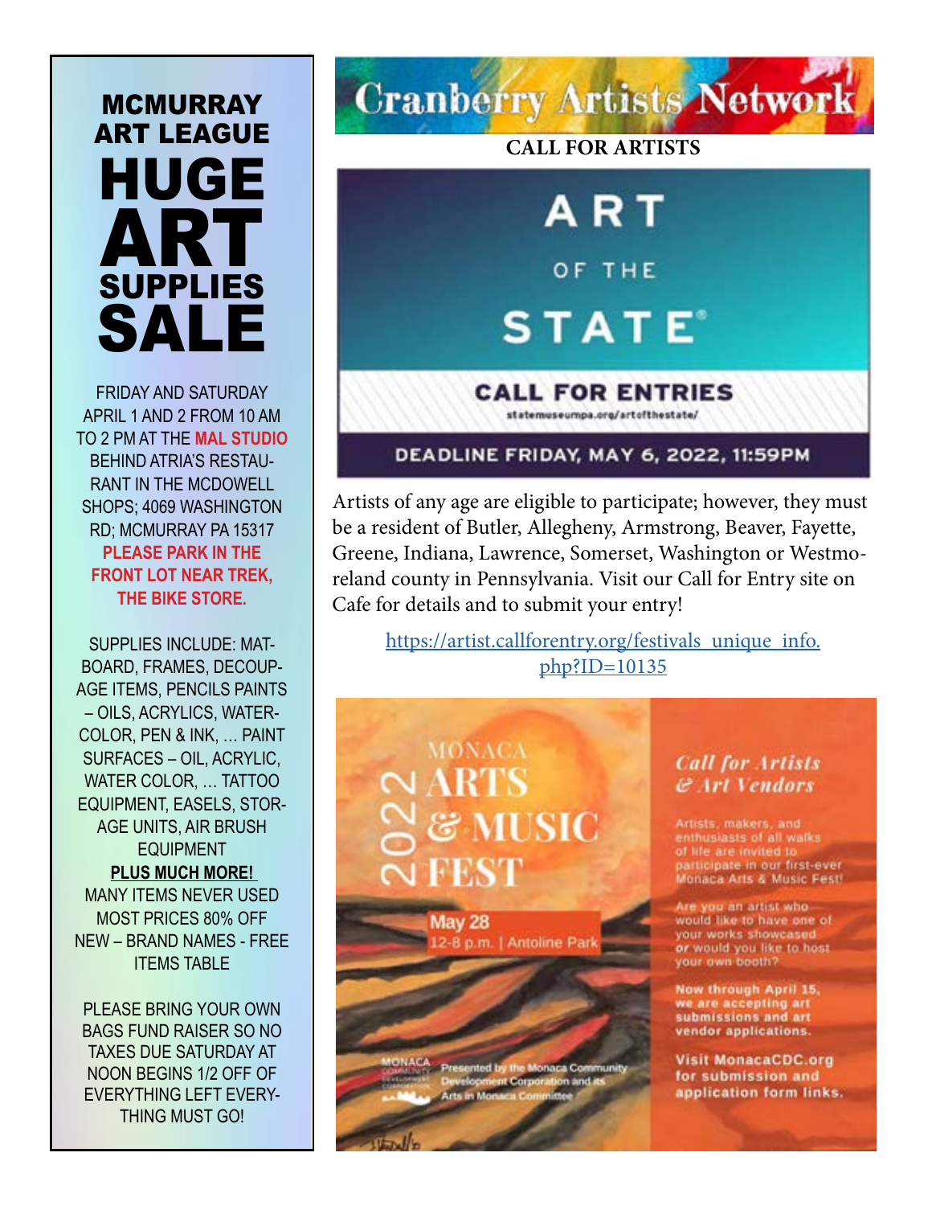# MCMURRAY ART LEAGUE HUGE ART SUPPLIES SALE

FRIDAY AND SATURDAY APRIL 1 AND 2 FROM 10 AM TO 2 PM AT THE **MAL STUDIO** BEHIND ATRIA'S RESTAURANT IN THE MCDOWELL SHOPS; 4069 WASHINGTON RD; MCMURRAY PA 15317 **PLEASE PARK IN THE FRONT LOT NEAR TREK, THE BIKE STORE.**

SUPPLIES INCLUDE: MATBOARD, FRAMES, DECOUPAGE ITEMS, PENCILS PAINTS – OILS, ACRYLICS, WATERCOLOR, PEN & INK, … PAINT SURFACES – OIL, ACRYLIC, WATER COLOR, … TATTOO EQUIPMENT, EASELS, STORAGE UNITS, AIR BRUSH EQUIPMENT

**PLUS MUCH MORE!**

MANY ITEMS NEVER USED MOST PRICES 80% OFF NEW – BRAND NAMES - FREE ITEMS TABLE

PLEASE BRING YOUR OWN BAGS FUND RAISER SO NO TAXES DUE SATURDAY AT NOON BEGINS 1/2 OFF OF EVERYTHING LEFT EVERYTHING MUST GO!

# Cranberry Artists Network

## CALL FOR ARTISTS

ART OF THE STATE®

CALL FOR ENTRIES

statemuseumpa.org/artofthestate/

DEADLINE FRIDAY, MAY 6, 2022, 11:59PM

Artists of any age are eligible to participate; however, they must be a resident of Butler, Allegheny, Armstrong, Beaver, Fayette, Greene, Indiana, Lawrence, Somerset, Washington or Westmoreland county in Pennsylvania. Visit our Call for Entry site on Cafe for details and to submit your entry!

https://artist.callforentry.org/festivals_unique_info.php?ID=10135

MONACA ARTS & MUSIC FEST 2022

May 28

12-8 p.m. | Antoline Park

Presented by the Monaca Community Development Corporation and its Arts in Monaca Committee

*Call for Artists & Art Vendors*

Artists, makers, and enthusiasts of all walks of life are invited to participate in our first-ever Monaca Arts & Music Fest!

Are you an artist who would like to have one of your works showcased *or* would you like to host your own booth?

**Now through April 15, we are accepting art submissions and art vendor applications.**

**Visit MonacaCDC.org for submission and application form links.**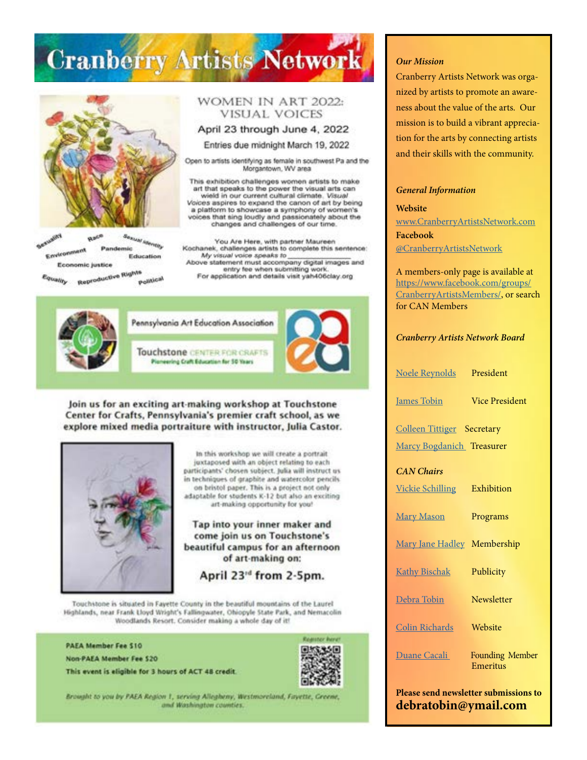# Cranberry Artists Network

## WOMEN IN ART 2022: VISUAL VOICES

April 23 through June 4, 2022

Entries due midnight March 19, 2022

Open to artists identifying as female in southwest Pa and the Morgantown, WV area

This exhibition challenges women artists to make art that speaks to the power the visual arts can wield in our current cultural climate. *Visual Voices* aspires to expand the canon of art by being a platform to showcase a symphony of women's voices that sing loudly and passionately about the changes and challenges of our time.

Sexuality Race Sexual Identity Environment Pandemic Education Economic justice Equality Reproductive Rights Political

You Are Here, with partner Maureen Kochanek, challenges artists to complete this sentence: *My visual voice speaks to* \_\_\_\_\_\_\_\_\_\_\_\_

Above statement must accompany digital images and entry fee when submitting work.

For application and details visit yah406clay.org

Pennsylvania Art Education Association

Touchstone CENTER FOR CRAFTS
Pioneering Craft Education for 50 Years

**Join us for an exciting art-making workshop at Touchstone Center for Crafts, Pennsylvania's premier craft school, as we explore mixed media portraiture with instructor, Julia Castor.**

In this workshop we will create a portrait juxtaposed with an object relating to each participants' chosen subject. Julia will instruct us in techniques of graphite and watercolor pencils on bristol paper. This is a project not only adaptable for students K-12 but also an exciting art-making opportunity for you!

**Tap into your inner maker and come join us on Touchstone's beautiful campus for an afternoon of art-making on:**

**April 23rd from 2-5pm.**

Touchstone is situated in Fayette County in the beautiful mountains of the Laurel Highlands, near Frank Lloyd Wright's Fallingwater, Ohiopyle State Park, and Nemacolin Woodlands Resort. Consider making a whole day of it!

**PAEA Member Fee $10**

**Non-PAEA Member Fee $20**

**This event is eligible for 3 hours of ACT 48 credit.**

*Register here!*

*Brought to you by PAEA Region 1, serving Allegheny, Westmoreland, Fayette, Greene, and Washington counties.*

---

***Our Mission***

Cranberry Artists Network was organized by artists to promote an awareness about the value of the arts. Our mission is to build a vibrant appreciation for the arts by connecting artists and their skills with the community.

***General Information***

**Website**
www.CranberryArtistsNetwork.com

**Facebook**
@CranberryArtistsNetwork

A members-only page is available at https://www.facebook.com/groups/CranberryArtistsMembers/, or search for CAN Members

***Cranberry Artists Network Board***

| | |
|---|---|
| Noele Reynolds | President |
| James Tobin | Vice President |
| Colleen Tittiger | Secretary |
| Marcy Bogdanich | Treasurer |

***CAN Chairs***

| | |
|---|---|
| Vickie Schilling | Exhibition |
| Mary Mason | Programs |
| Mary Jane Hadley | Membership |
| Kathy Bischak | Publicity |
| Debra Tobin | Newsletter |
| Colin Richards | Website |
| Duane Cacali | Founding Member Emeritus |

**Please send newsletter submissions to**
**debratobin@ymail.com**